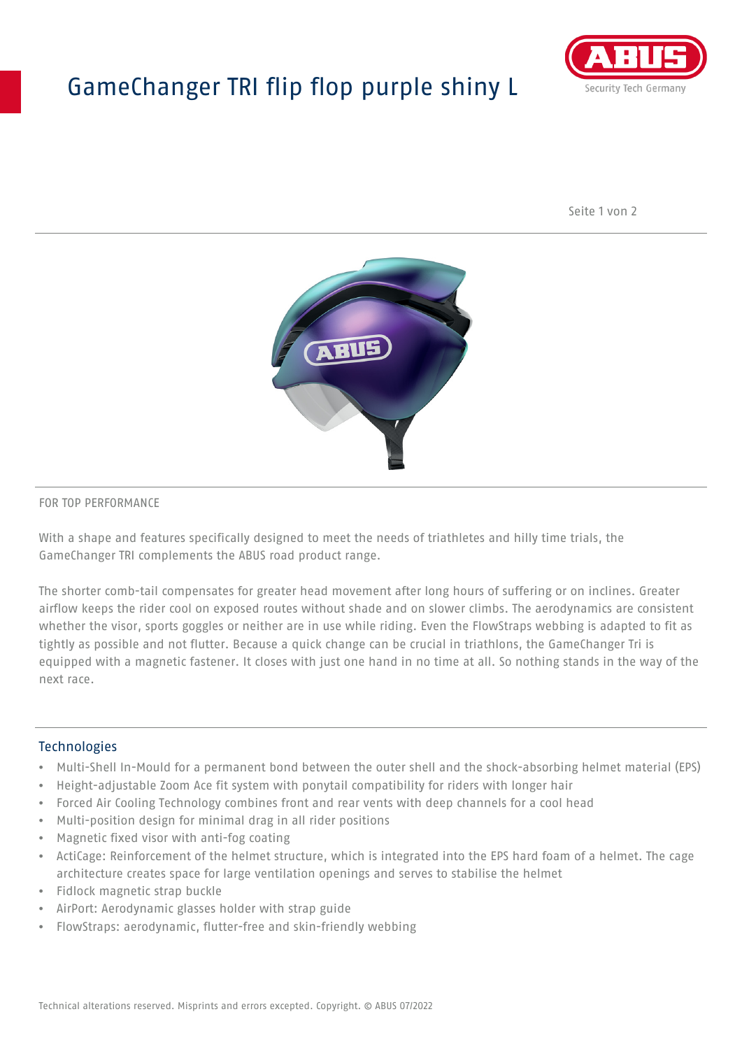# GameChanger TRI flip flop purple shiny L

FOR TOP PERFORMANCE

With a shape and features specifically designed to meet the needs of triathletes and hilly time trials, the GameChanger TRI complements the ABUS road product range.

The shorter comb-tail compensates for greater head movement after long hours of suffering or on inclines. Greater airflow keeps the rider cool on exposed routes without shade and on slower climbs. The aerodynamics are consistent whether the visor, sports goggles or neither are in use while riding. Even the FlowStraps webbing is adapted to fit as tightly as possible and not flutter. Because a quick change can be crucial in triathlons, the GameChanger Tri is equipped with a magnetic fastener. It closes with just one hand in no time at all. So nothing stands in the way of the next race.

## Technologies

- Multi-Shell In-Mould for a permanent bond between the outer shell and the shock-absorbing helmet material (EPS)
- Height-adjustable Zoom Ace fit system with ponytail compatibility for riders with longer hair
- Forced Air Cooling Technology combines front and rear vents with deep channels for a cool head
- Multi-position design for minimal drag in all rider positions
- Magnetic fixed visor with anti-fog coating
- ActiCage: Reinforcement of the helmet structure, which is integrated into the EPS hard foam of a helmet. The cage architecture creates space for large ventilation openings and serves to stabilise the helmet
- Fidlock magnetic strap buckle
- AirPort: Aerodynamic glasses holder with strap guide
- FlowStraps: aerodynamic, flutter-free and skin-friendly webbing

Technical alterations reserved. Misprints and errors excepted. Copyright. © ABUS 07/2022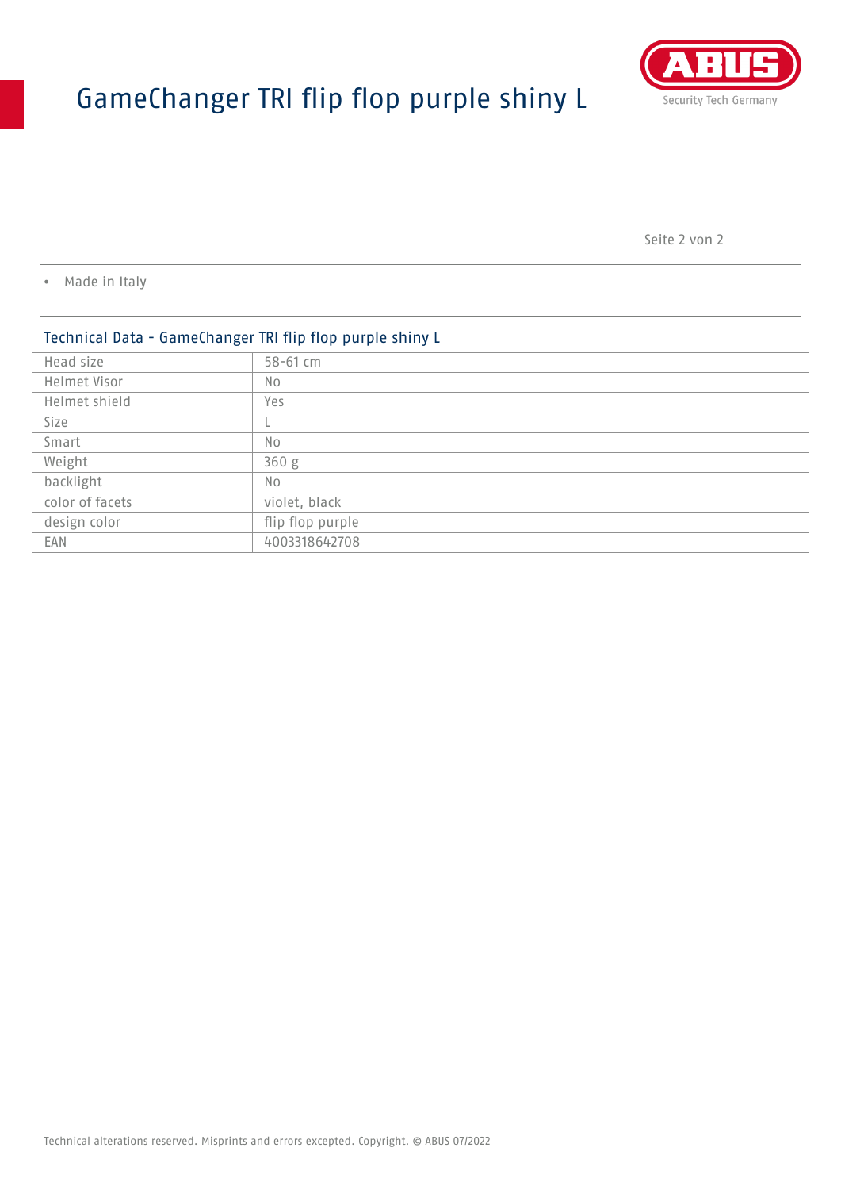- Made in Italy

## Technical Data - GameChanger TRI flip flop purple shiny L

| | |
|---|---|
| Head size | 58-61 cm |
| Helmet Visor | No |
| Helmet shield | Yes |
| Size | L |
| Smart | No |
| Weight | 360 g |
| backlight | No |
| color of facets | violet, black |
| design color | flip flop purple |
| EAN | 4003318642708 |

Technical alterations reserved. Misprints and errors excepted. Copyright. © ABUS 07/2022